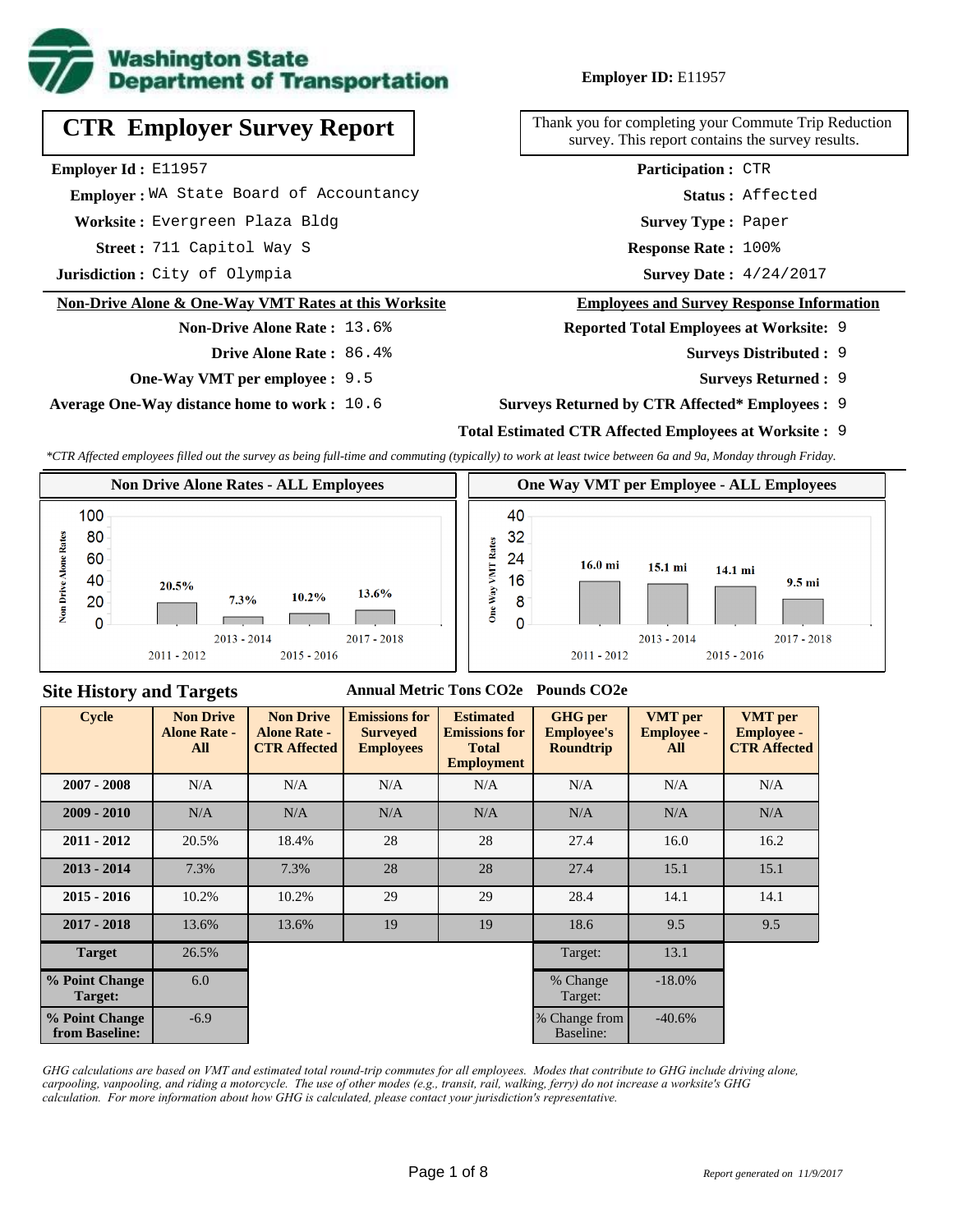**Employer ID:** E11957

# CTR Employer Survey Report

Thank you for completing your Commute Trip Reduction survey. This report contains the survey results.

**Employer Id :** E11957
**Employer :** WA State Board of Accountancy
**Worksite :** Evergreen Plaza Bldg
**Street :** 711 Capitol Way S
**Jurisdiction :** City of Olympia

**Participation :** CTR
**Status :** Affected
**Survey Type :** Paper
**Response Rate :** 100%
**Survey Date :** 4/24/2017

## Non-Drive Alone & One-Way VMT Rates at this Worksite

**Non-Drive Alone Rate :** 13.6%
**Drive Alone Rate :** 86.4%
**One-Way VMT per employee :** 9.5
**Average One-Way distance home to work :** 10.6

## Employees and Survey Response Information

**Reported Total Employees at Worksite:** 9
**Surveys Distributed :** 9
**Surveys Returned :** 9
**Surveys Returned by CTR Affected* Employees :** 9
**Total Estimated CTR Affected Employees at Worksite :** 9

*\*CTR Affected employees filled out the survey as being full-time and commuting (typically) to work at least twice between 6a and 9a, Monday through Friday.*

### Non Drive Alone Rates - ALL Employees

| Cycle | Non Drive Alone Rate |
|---|---|
| 2011 - 2012 | 20.5% |
| 2013 - 2014 | 7.3% |
| 2015 - 2016 | 10.2% |
| 2017 - 2018 | 13.6% |

### One Way VMT per Employee - ALL Employees

| Cycle | One Way VMT |
|---|---|
| 2011 - 2012 | 16.0 mi |
| 2013 - 2014 | 15.1 mi |
| 2015 - 2016 | 14.1 mi |
| 2017 - 2018 | 9.5 mi |

## Site History and Targets

| Cycle | Non Drive Alone Rate - All | Non Drive Alone Rate - CTR Affected | Emissions for Surveyed Employees (Annual Metric Tons CO2e) | Estimated Emissions for Total Employment (Annual Metric Tons CO2e) | GHG per Employee's Roundtrip (Pounds CO2e) | VMT per Employee - All | VMT per Employee - CTR Affected |
|---|---|---|---|---|---|---|---|
| 2007 - 2008 | N/A | N/A | N/A | N/A | N/A | N/A | N/A |
| 2009 - 2010 | N/A | N/A | N/A | N/A | N/A | N/A | N/A |
| 2011 - 2012 | 20.5% | 18.4% | 28 | 28 | 27.4 | 16.0 | 16.2 |
| 2013 - 2014 | 7.3% | 7.3% | 28 | 28 | 27.4 | 15.1 | 15.1 |
| 2015 - 2016 | 10.2% | 10.2% | 29 | 29 | 28.4 | 14.1 | 14.1 |
| 2017 - 2018 | 13.6% | 13.6% | 19 | 19 | 18.6 | 9.5 | 9.5 |
| Target | 26.5% | | | | Target: | 13.1 | |
| % Point Change Target: | 6.0 | | | | % Change Target: | -18.0% | |
| % Point Change from Baseline: | -6.9 | | | | % Change from Baseline: | -40.6% | |

*GHG calculations are based on VMT and estimated total round-trip commutes for all employees. Modes that contribute to GHG include driving alone, carpooling, vanpooling, and riding a motorcycle. The use of other modes (e.g., transit, rail, walking, ferry) do not increase a worksite's GHG calculation. For more information about how GHG is calculated, please contact your jurisdiction's representative.*

*Report generated on 11/9/2017*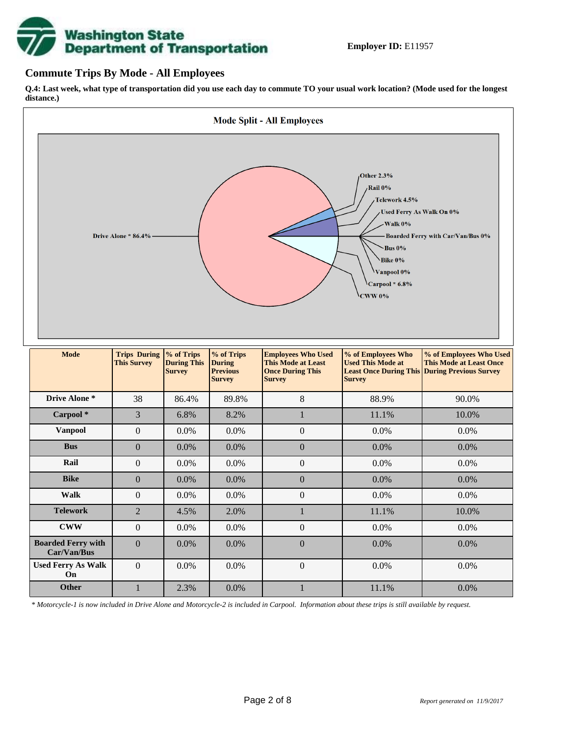**Employer ID:** E11957

## Commute Trips By Mode - All Employees

**Q.4: Last week, what type of transportation did you use each day to commute TO your usual work location? (Mode used for the longest distance.)**

**Mode Split - All Employees**

Drive Alone * 86.4%
Other 2.3%
Rail 0%
Telework 4.5%
Used Ferry As Walk On 0%
Walk 0%
Boarded Ferry with Car/Van/Bus 0%
Bus 0%
Bike 0%
Vanpool 0%
Carpool * 6.8%
CWW 0%

| Mode | Trips During This Survey | % of Trips During This Survey | % of Trips During Previous Survey | Employees Who Used This Mode at Least Once During This Survey | % of Employees Who Used This Mode at Least Once During This Survey | % of Employees Who Used This Mode at Least Once During Previous Survey |
|---|---|---|---|---|---|---|
| Drive Alone * | 38 | 86.4% | 89.8% | 8 | 88.9% | 90.0% |
| Carpool * | 3 | 6.8% | 8.2% | 1 | 11.1% | 10.0% |
| Vanpool | 0 | 0.0% | 0.0% | 0 | 0.0% | 0.0% |
| Bus | 0 | 0.0% | 0.0% | 0 | 0.0% | 0.0% |
| Rail | 0 | 0.0% | 0.0% | 0 | 0.0% | 0.0% |
| Bike | 0 | 0.0% | 0.0% | 0 | 0.0% | 0.0% |
| Walk | 0 | 0.0% | 0.0% | 0 | 0.0% | 0.0% |
| Telework | 2 | 4.5% | 2.0% | 1 | 11.1% | 10.0% |
| CWW | 0 | 0.0% | 0.0% | 0 | 0.0% | 0.0% |
| Boarded Ferry with Car/Van/Bus | 0 | 0.0% | 0.0% | 0 | 0.0% | 0.0% |
| Used Ferry As Walk On | 0 | 0.0% | 0.0% | 0 | 0.0% | 0.0% |
| Other | 1 | 2.3% | 0.0% | 1 | 11.1% | 0.0% |

*\* Motorcycle-1 is now included in Drive Alone and Motorcycle-2 is included in Carpool. Information about these trips is still available by request.*

*Report generated on 11/9/2017*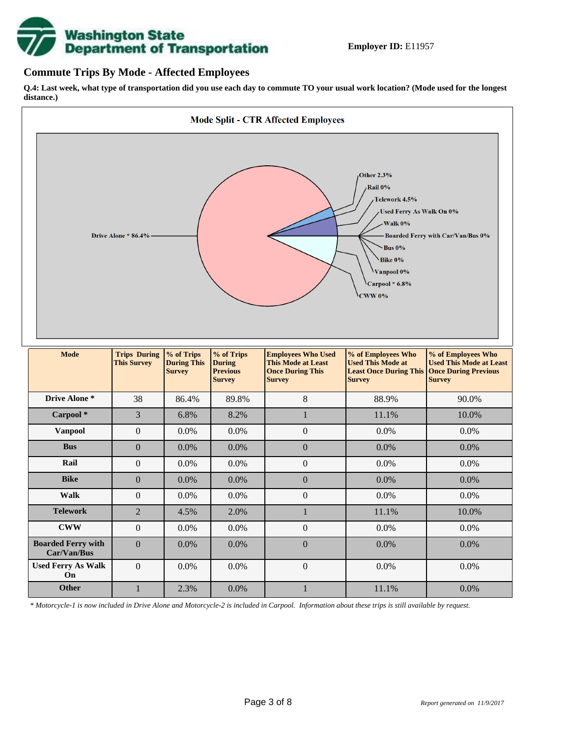**Employer ID:** E11957

## Commute Trips By Mode - Affected Employees

**Q.4: Last week, what type of transportation did you use each day to commute TO your usual work location? (Mode used for the longest distance.)**

**Mode Split - CTR Affected Employees**

Drive Alone * 86.4%
Other 2.3%
Rail 0%
Telework 4.5%
Used Ferry As Walk On 0%
Walk 0%
Boarded Ferry with Car/Van/Bus 0%
Bus 0%
Bike 0%
Vanpool 0%
Carpool * 6.8%
CWW 0%

| Mode | Trips During This Survey | % of Trips During This Survey | % of Trips During Previous Survey | Employees Who Used This Mode at Least Once During This Survey | % of Employees Who Used This Mode at Least Once During This Survey | % of Employees Who Used This Mode at Least Once During Previous Survey |
|---|---|---|---|---|---|---|
| **Drive Alone *** | 38 | 86.4% | 89.8% | 8 | 88.9% | 90.0% |
| **Carpool *** | 3 | 6.8% | 8.2% | 1 | 11.1% | 10.0% |
| **Vanpool** | 0 | 0.0% | 0.0% | 0 | 0.0% | 0.0% |
| **Bus** | 0 | 0.0% | 0.0% | 0 | 0.0% | 0.0% |
| **Rail** | 0 | 0.0% | 0.0% | 0 | 0.0% | 0.0% |
| **Bike** | 0 | 0.0% | 0.0% | 0 | 0.0% | 0.0% |
| **Walk** | 0 | 0.0% | 0.0% | 0 | 0.0% | 0.0% |
| **Telework** | 2 | 4.5% | 2.0% | 1 | 11.1% | 10.0% |
| **CWW** | 0 | 0.0% | 0.0% | 0 | 0.0% | 0.0% |
| **Boarded Ferry with Car/Van/Bus** | 0 | 0.0% | 0.0% | 0 | 0.0% | 0.0% |
| **Used Ferry As Walk On** | 0 | 0.0% | 0.0% | 0 | 0.0% | 0.0% |
| **Other** | 1 | 2.3% | 0.0% | 1 | 11.1% | 0.0% |

*\* Motorcycle-1 is now included in Drive Alone and Motorcycle-2 is included in Carpool. Information about these trips is still available by request.*

*Report generated on 11/9/2017*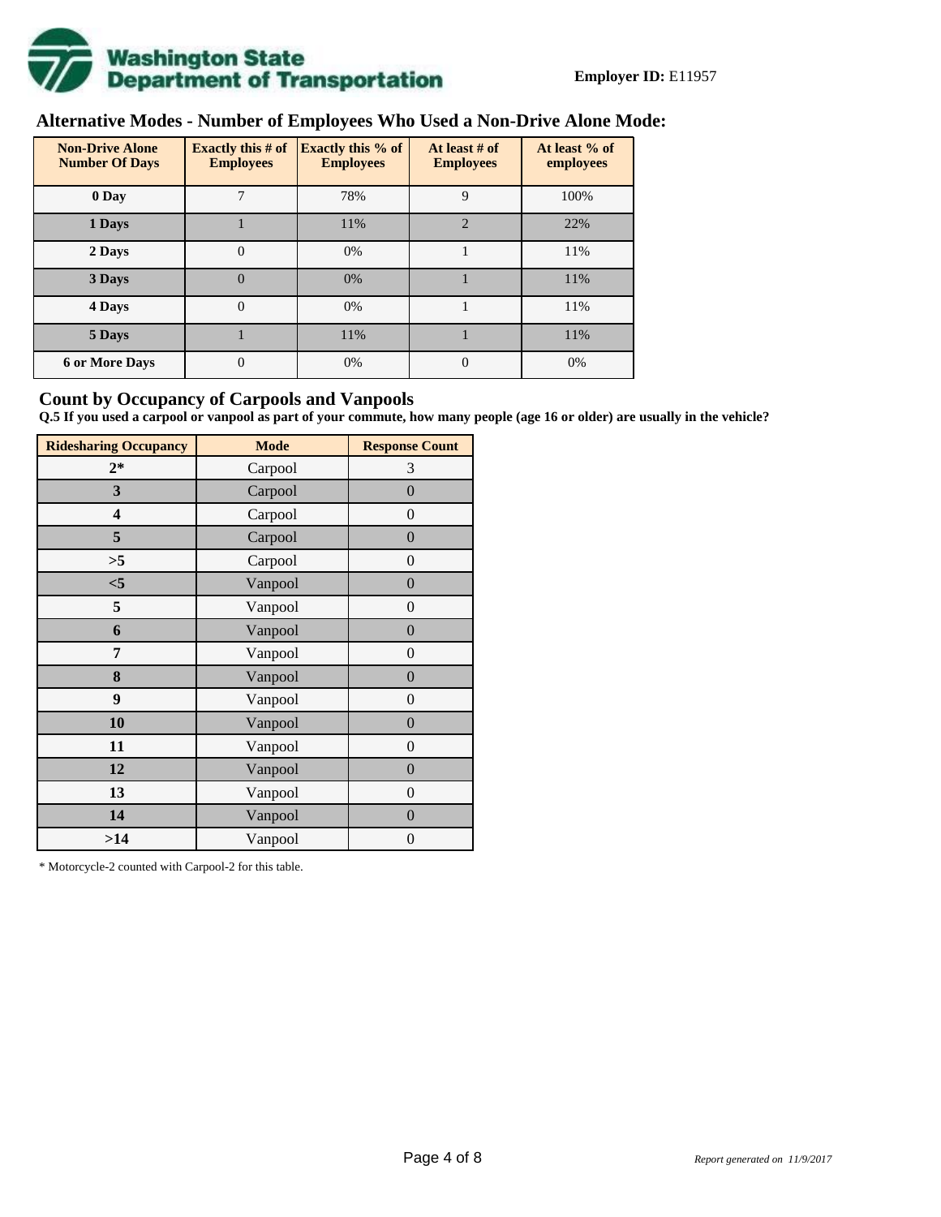**Employer ID:** E11957

## Alternative Modes - Number of Employees Who Used a Non-Drive Alone Mode:

| Non-Drive Alone Number Of Days | Exactly this # of Employees | Exactly this % of Employees | At least # of Employees | At least % of employees |
|---|---|---|---|---|
| 0 Day | 7 | 78% | 9 | 100% |
| 1 Days | 1 | 11% | 2 | 22% |
| 2 Days | 0 | 0% | 1 | 11% |
| 3 Days | 0 | 0% | 1 | 11% |
| 4 Days | 0 | 0% | 1 | 11% |
| 5 Days | 1 | 11% | 1 | 11% |
| 6 or More Days | 0 | 0% | 0 | 0% |

## Count by Occupancy of Carpools and Vanpools

**Q.5 If you used a carpool or vanpool as part of your commute, how many people (age 16 or older) are usually in the vehicle?**

| Ridesharing Occupancy | Mode | Response Count |
|---|---|---|
| 2* | Carpool | 3 |
| 3 | Carpool | 0 |
| 4 | Carpool | 0 |
| 5 | Carpool | 0 |
| >5 | Carpool | 0 |
| <5 | Vanpool | 0 |
| 5 | Vanpool | 0 |
| 6 | Vanpool | 0 |
| 7 | Vanpool | 0 |
| 8 | Vanpool | 0 |
| 9 | Vanpool | 0 |
| 10 | Vanpool | 0 |
| 11 | Vanpool | 0 |
| 12 | Vanpool | 0 |
| 13 | Vanpool | 0 |
| 14 | Vanpool | 0 |
| >14 | Vanpool | 0 |

* Motorcycle-2 counted with Carpool-2 for this table.

*Report generated on 11/9/2017*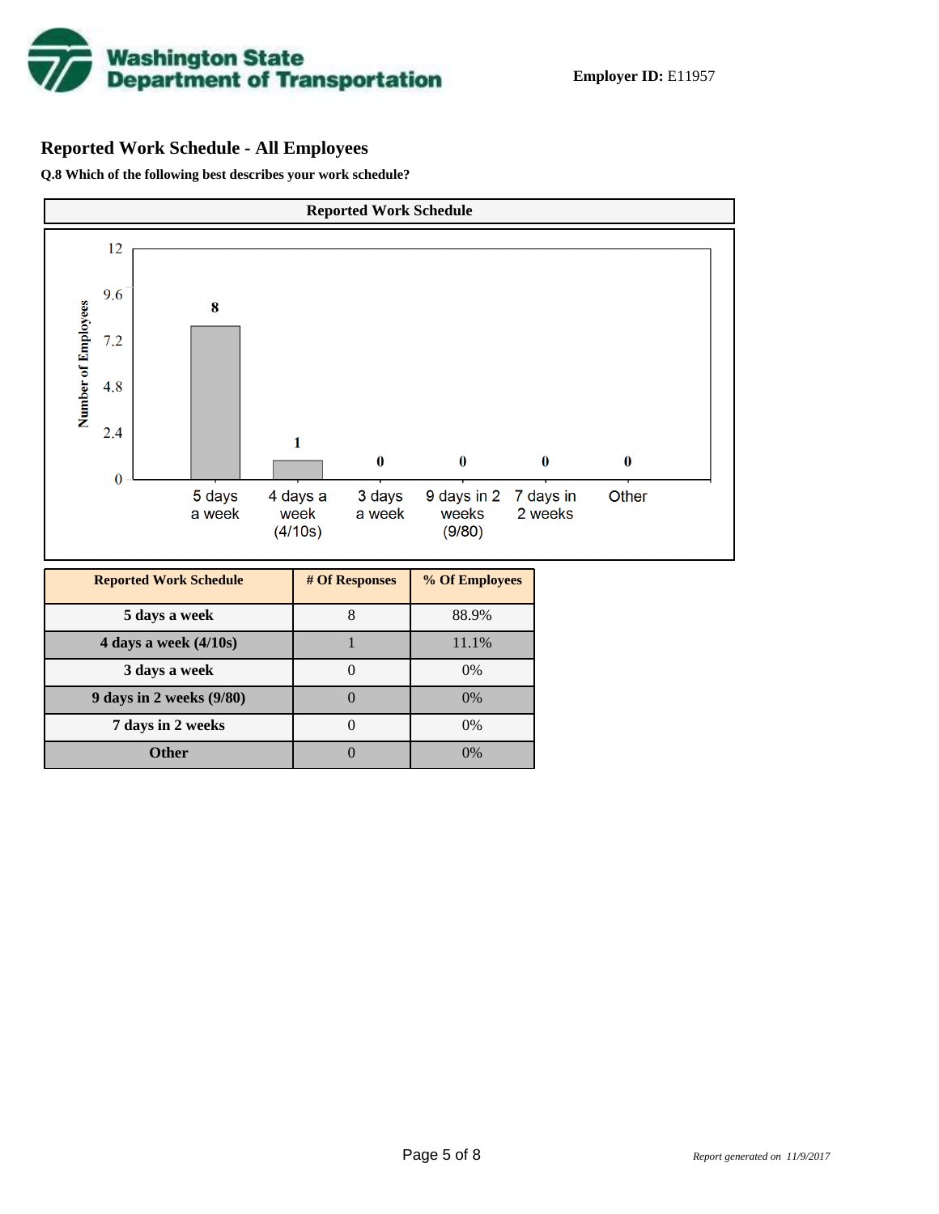Washington State Department of Transportation

**Employer ID:** E11957

## Reported Work Schedule - All Employees

**Q.8 Which of the following best describes your work schedule?**

**Reported Work Schedule**

| Reported Work Schedule | # Of Responses | % Of Employees |
|---|---|---|
| 5 days a week | 8 | 88.9% |
| 4 days a week (4/10s) | 1 | 11.1% |
| 3 days a week | 0 | 0% |
| 9 days in 2 weeks (9/80) | 0 | 0% |
| 7 days in 2 weeks | 0 | 0% |
| Other | 0 | 0% |

*Report generated on 11/9/2017*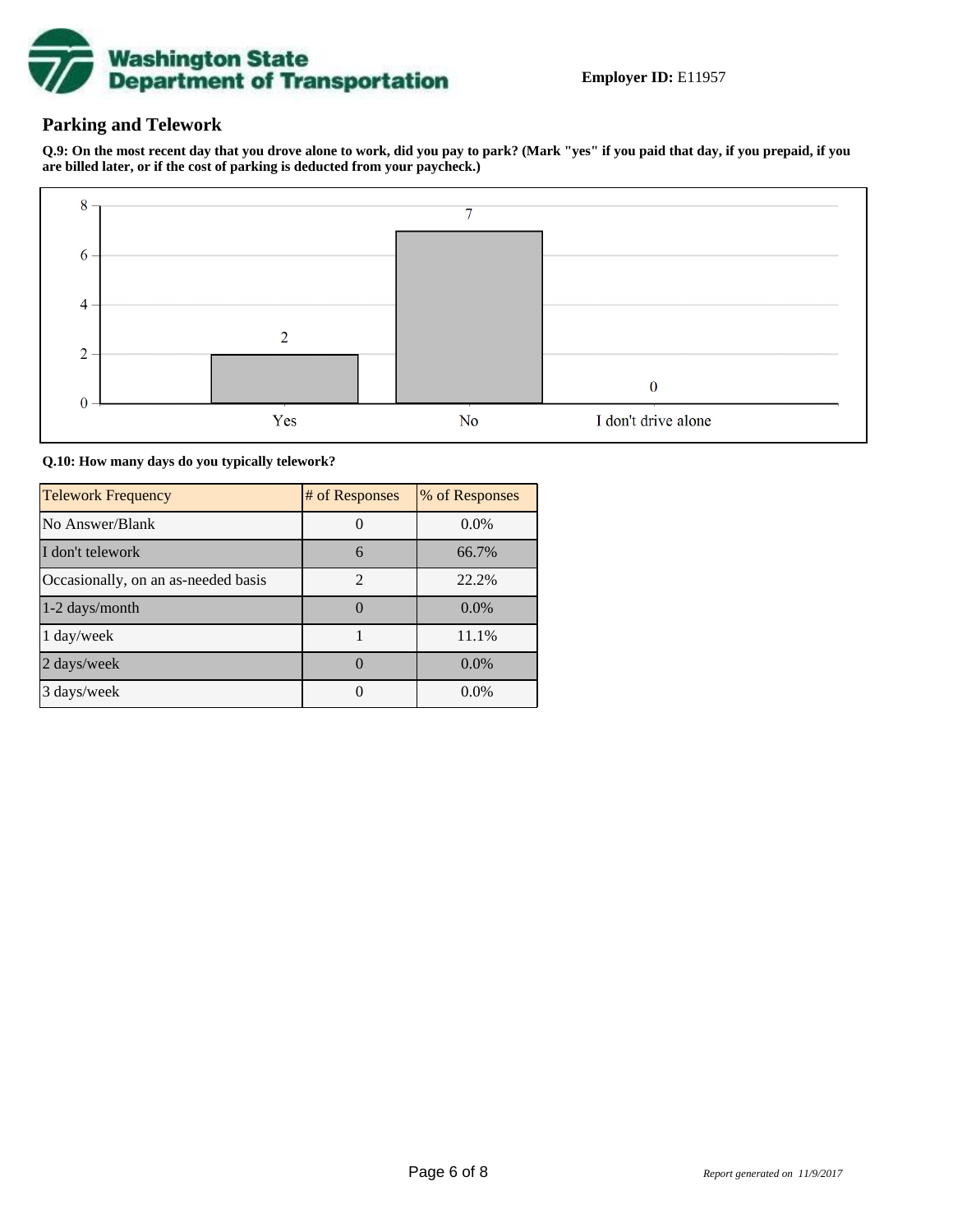**Employer ID:** E11957

## Parking and Telework

**Q.9: On the most recent day that you drove alone to work, did you pay to park? (Mark "yes" if you paid that day, if you prepaid, if you are billed later, or if the cost of parking is deducted from your paycheck.)**

| Response | # of Responses |
| --- | --- |
| Yes | 2 |
| No | 7 |
| I don't drive alone | 0 |

**Q.10: How many days do you typically telework?**

| Telework Frequency | # of Responses | % of Responses |
| --- | --- | --- |
| No Answer/Blank | 0 | 0.0% |
| I don't telework | 6 | 66.7% |
| Occasionally, on an as-needed basis | 2 | 22.2% |
| 1-2 days/month | 0 | 0.0% |
| 1 day/week | 1 | 11.1% |
| 2 days/week | 0 | 0.0% |
| 3 days/week | 0 | 0.0% |

*Report generated on 11/9/2017*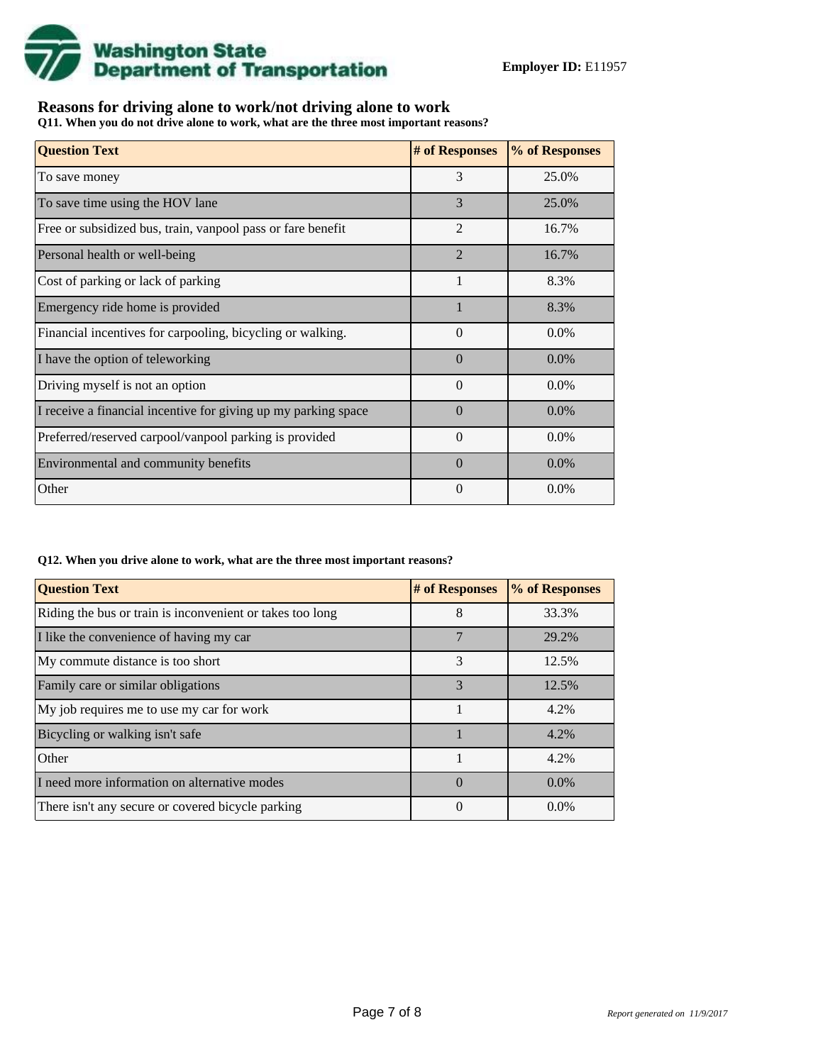**Employer ID:** E11957

## Reasons for driving alone to work/not driving alone to work

**Q11. When you do not drive alone to work, what are the three most important reasons?**

| Question Text | # of Responses | % of Responses |
|---|---|---|
| To save money | 3 | 25.0% |
| To save time using the HOV lane | 3 | 25.0% |
| Free or subsidized bus, train, vanpool pass or fare benefit | 2 | 16.7% |
| Personal health or well-being | 2 | 16.7% |
| Cost of parking or lack of parking | 1 | 8.3% |
| Emergency ride home is provided | 1 | 8.3% |
| Financial incentives for carpooling, bicycling or walking. | 0 | 0.0% |
| I have the option of teleworking | 0 | 0.0% |
| Driving myself is not an option | 0 | 0.0% |
| I receive a financial incentive for giving up my parking space | 0 | 0.0% |
| Preferred/reserved carpool/vanpool parking is provided | 0 | 0.0% |
| Environmental and community benefits | 0 | 0.0% |
| Other | 0 | 0.0% |

**Q12. When you drive alone to work, what are the three most important reasons?**

| Question Text | # of Responses | % of Responses |
|---|---|---|
| Riding the bus or train is inconvenient or takes too long | 8 | 33.3% |
| I like the convenience of having my car | 7 | 29.2% |
| My commute distance is too short | 3 | 12.5% |
| Family care or similar obligations | 3 | 12.5% |
| My job requires me to use my car for work | 1 | 4.2% |
| Bicycling or walking isn't safe | 1 | 4.2% |
| Other | 1 | 4.2% |
| I need more information on alternative modes | 0 | 0.0% |
| There isn't any secure or covered bicycle parking | 0 | 0.0% |

*Report generated on 11/9/2017*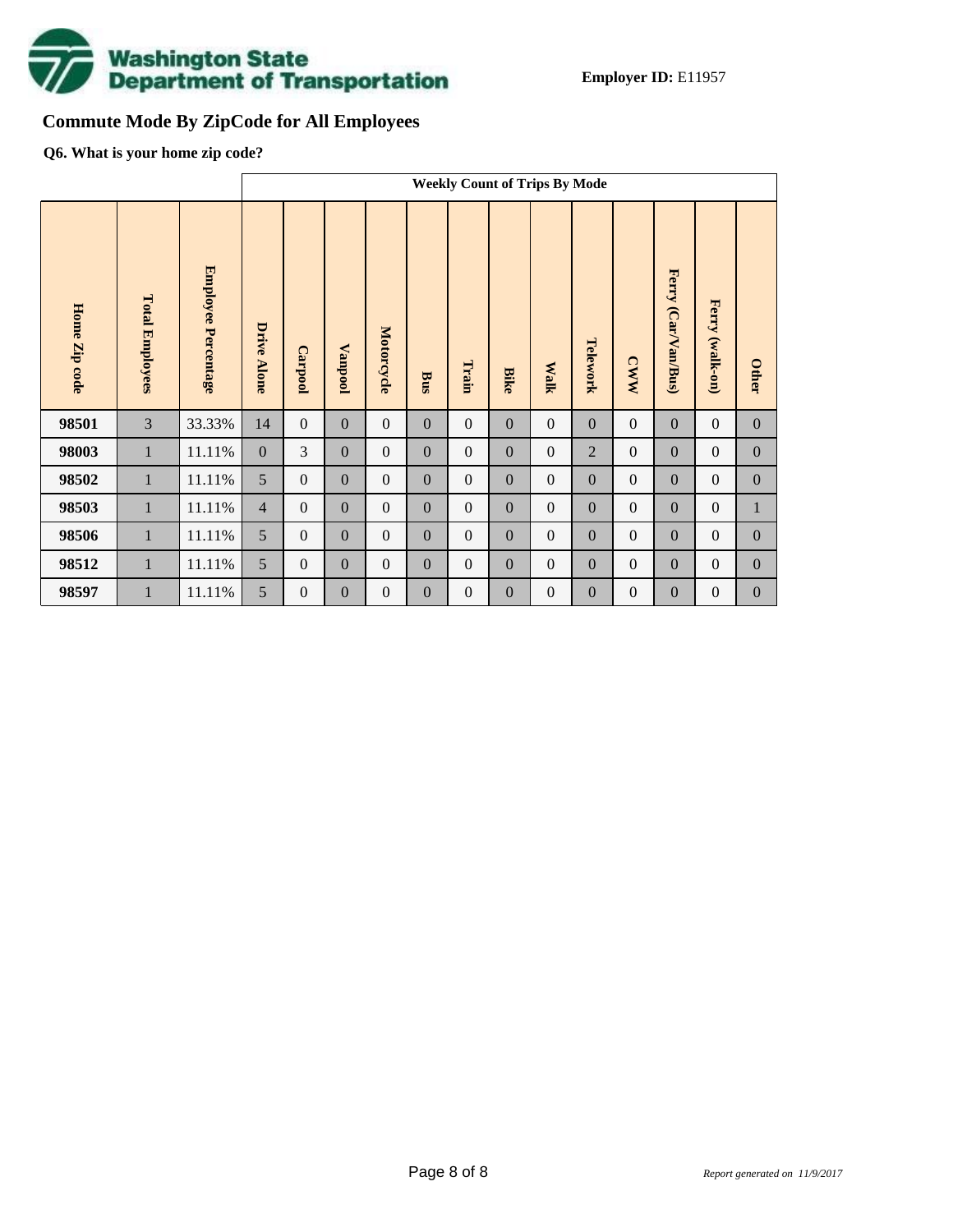**Employer ID:** E11957

## Commute Mode By ZipCode for All Employees

**Q6. What is your home zip code?**

| | | | Weekly Count of Trips By Mode | | | | | | | | | | | | | |
|---|---|---|---|---|---|---|---|---|---|---|---|---|---|---|---|---|
| **Home Zip code** | **Total Employees** | **Employee Percentage** | **Drive Alone** | **Carpool** | **Vanpool** | **Motorcycle** | **Bus** | **Train** | **Bike** | **Walk** | **Telework** | **CWW** | **Ferry (Car/Van/Bus)** | **Ferry (walk-on)** | **Other** |
| **98501** | 3 | 33.33% | 14 | 0 | 0 | 0 | 0 | 0 | 0 | 0 | 0 | 0 | 0 | 0 | 0 |
| **98003** | 1 | 11.11% | 0 | 3 | 0 | 0 | 0 | 0 | 0 | 0 | 2 | 0 | 0 | 0 | 0 |
| **98502** | 1 | 11.11% | 5 | 0 | 0 | 0 | 0 | 0 | 0 | 0 | 0 | 0 | 0 | 0 | 0 |
| **98503** | 1 | 11.11% | 4 | 0 | 0 | 0 | 0 | 0 | 0 | 0 | 0 | 0 | 0 | 0 | 1 |
| **98506** | 1 | 11.11% | 5 | 0 | 0 | 0 | 0 | 0 | 0 | 0 | 0 | 0 | 0 | 0 | 0 |
| **98512** | 1 | 11.11% | 5 | 0 | 0 | 0 | 0 | 0 | 0 | 0 | 0 | 0 | 0 | 0 | 0 |
| **98597** | 1 | 11.11% | 5 | 0 | 0 | 0 | 0 | 0 | 0 | 0 | 0 | 0 | 0 | 0 | 0 |

*Report generated on 11/9/2017*